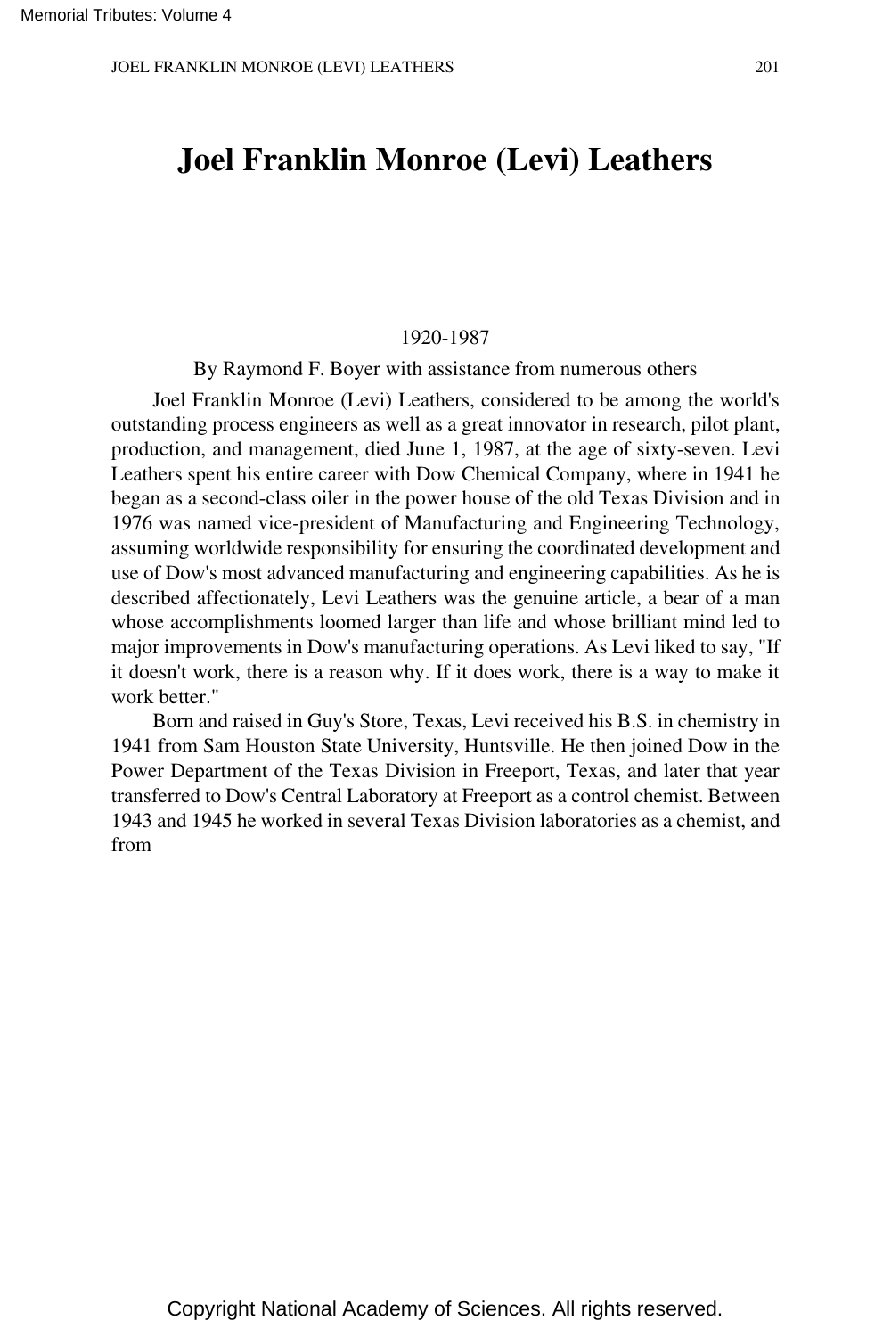# Joel Franklin Monroe (Levi) Leathers

1920-1987

By Raymond F. Boyer with assistance from numerous others

Joel Franklin Monroe (Levi) Leathers, considered to be among the world's outstanding process engineers as well as a great innovator in research, pilot plant, production, and management, died June 1, 1987, at the age of sixty-seven. Levi Leathers spent his entire career with Dow Chemical Company, where in 1941 he began as a second-class oiler in the power house of the old Texas Division and in 1976 was named vice-president of Manufacturing and Engineering Technology, assuming worldwide responsibility for ensuring the coordinated development and use of Dow's most advanced manufacturing and engineering capabilities. As he is described affectionately, Levi Leathers was the genuine article, a bear of a man whose accomplishments loomed larger than life and whose brilliant mind led to major improvements in Dow's manufacturing operations. As Levi liked to say, "If it doesn't work, there is a reason why. If it does work, there is a way to make it work better."

Born and raised in Guy's Store, Texas, Levi received his B.S. in chemistry in 1941 from Sam Houston State University, Huntsville. He then joined Dow in the Power Department of the Texas Division in Freeport, Texas, and later that year transferred to Dow's Central Laboratory at Freeport as a control chemist. Between 1943 and 1945 he worked in several Texas Division laboratories as a chemist, and from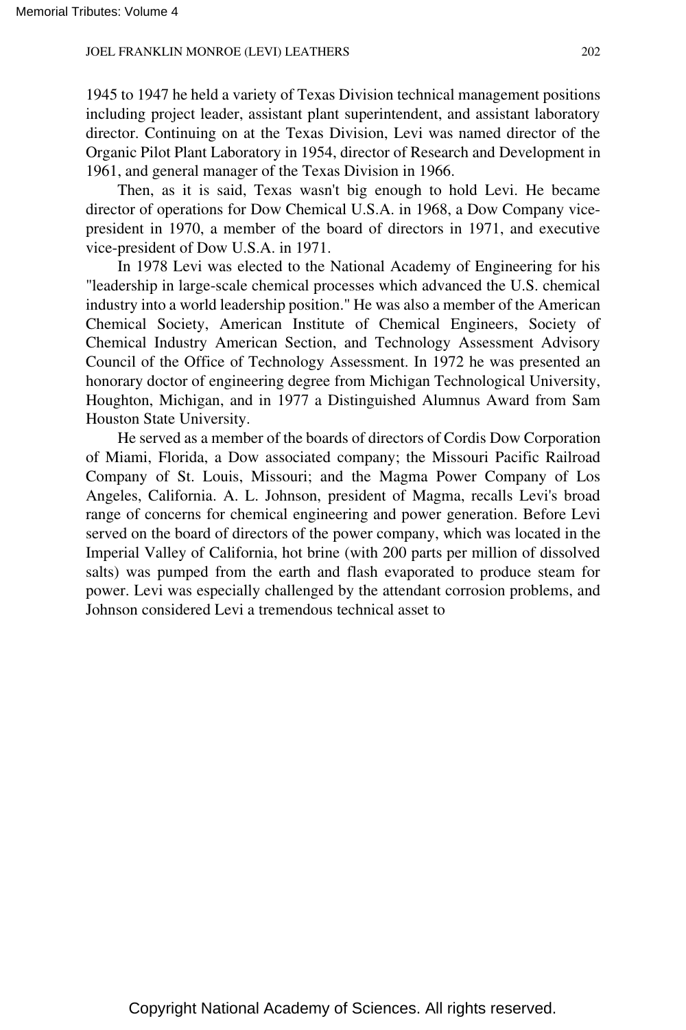1945 to 1947 he held a variety of Texas Division technical management positions including project leader, assistant plant superintendent, and assistant laboratory director. Continuing on at the Texas Division, Levi was named director of the Organic Pilot Plant Laboratory in 1954, director of Research and Development in 1961, and general manager of the Texas Division in 1966.

Then, as it is said, Texas wasn't big enough to hold Levi. He became director of operations for Dow Chemical U.S.A. in 1968, a Dow Company vice-president in 1970, a member of the board of directors in 1971, and executive vice-president of Dow U.S.A. in 1971.

In 1978 Levi was elected to the National Academy of Engineering for his "leadership in large-scale chemical processes which advanced the U.S. chemical industry into a world leadership position." He was also a member of the American Chemical Society, American Institute of Chemical Engineers, Society of Chemical Industry American Section, and Technology Assessment Advisory Council of the Office of Technology Assessment. In 1972 he was presented an honorary doctor of engineering degree from Michigan Technological University, Houghton, Michigan, and in 1977 a Distinguished Alumnus Award from Sam Houston State University.

He served as a member of the boards of directors of Cordis Dow Corporation of Miami, Florida, a Dow associated company; the Missouri Pacific Railroad Company of St. Louis, Missouri; and the Magma Power Company of Los Angeles, California. A. L. Johnson, president of Magma, recalls Levi's broad range of concerns for chemical engineering and power generation. Before Levi served on the board of directors of the power company, which was located in the Imperial Valley of California, hot brine (with 200 parts per million of dissolved salts) was pumped from the earth and flash evaporated to produce steam for power. Levi was especially challenged by the attendant corrosion problems, and Johnson considered Levi a tremendous technical asset to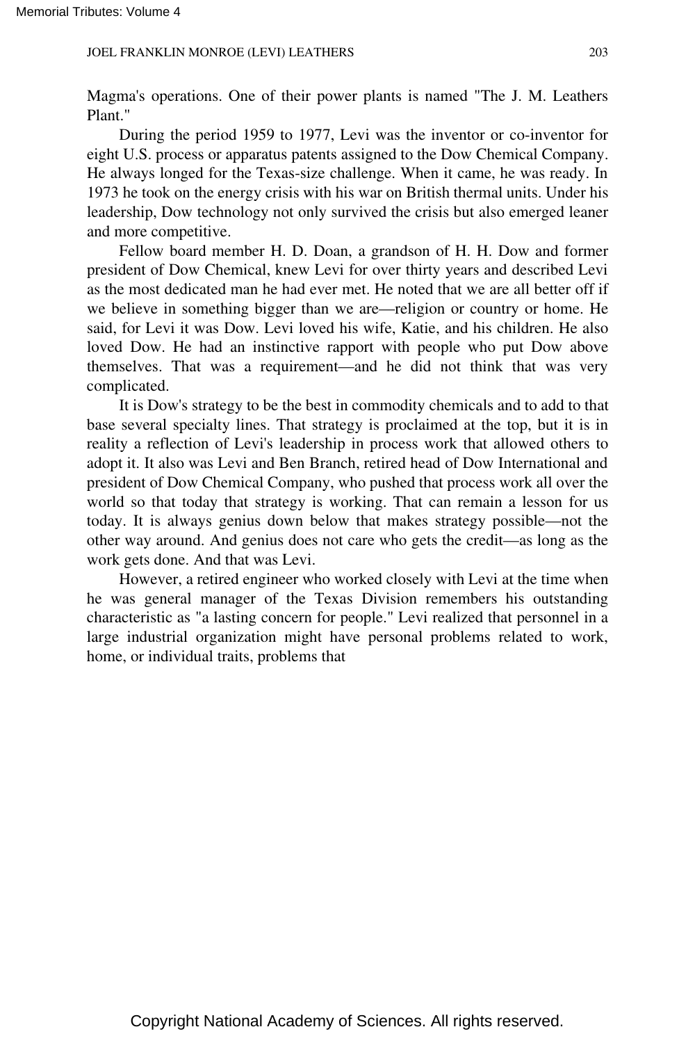Magma's operations. One of their power plants is named "The J. M. Leathers Plant."

During the period 1959 to 1977, Levi was the inventor or co-inventor for eight U.S. process or apparatus patents assigned to the Dow Chemical Company. He always longed for the Texas-size challenge. When it came, he was ready. In 1973 he took on the energy crisis with his war on British thermal units. Under his leadership, Dow technology not only survived the crisis but also emerged leaner and more competitive.

Fellow board member H. D. Doan, a grandson of H. H. Dow and former president of Dow Chemical, knew Levi for over thirty years and described Levi as the most dedicated man he had ever met. He noted that we are all better off if we believe in something bigger than we are—religion or country or home. He said, for Levi it was Dow. Levi loved his wife, Katie, and his children. He also loved Dow. He had an instinctive rapport with people who put Dow above themselves. That was a requirement—and he did not think that was very complicated.

It is Dow's strategy to be the best in commodity chemicals and to add to that base several specialty lines. That strategy is proclaimed at the top, but it is in reality a reflection of Levi's leadership in process work that allowed others to adopt it. It also was Levi and Ben Branch, retired head of Dow International and president of Dow Chemical Company, who pushed that process work all over the world so that today that strategy is working. That can remain a lesson for us today. It is always genius down below that makes strategy possible—not the other way around. And genius does not care who gets the credit—as long as the work gets done. And that was Levi.

However, a retired engineer who worked closely with Levi at the time when he was general manager of the Texas Division remembers his outstanding characteristic as "a lasting concern for people." Levi realized that personnel in a large industrial organization might have personal problems related to work, home, or individual traits, problems that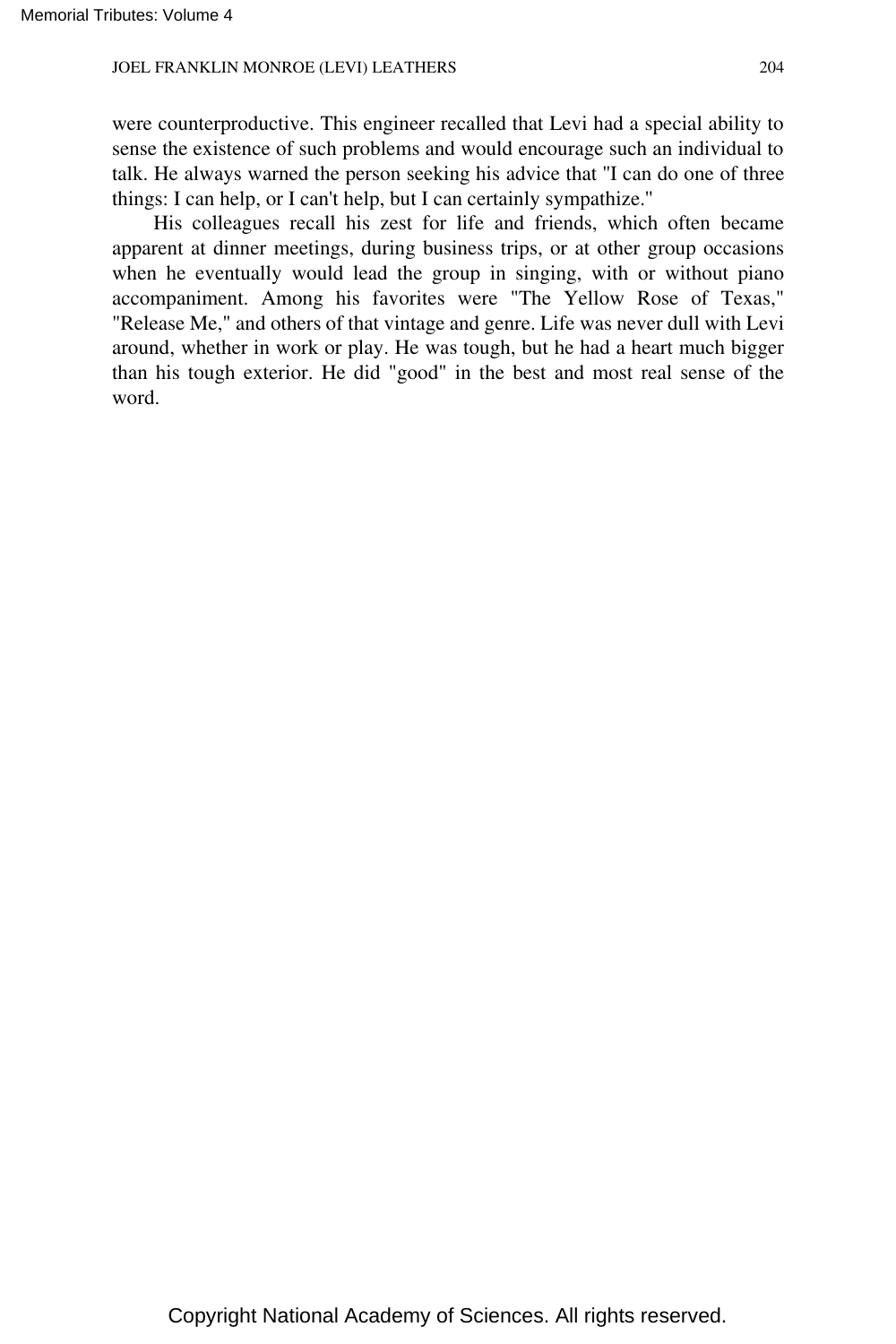were counterproductive. This engineer recalled that Levi had a special ability to sense the existence of such problems and would encourage such an individual to talk. He always warned the person seeking his advice that "I can do one of three things: I can help, or I can't help, but I can certainly sympathize."

His colleagues recall his zest for life and friends, which often became apparent at dinner meetings, during business trips, or at other group occasions when he eventually would lead the group in singing, with or without piano accompaniment. Among his favorites were "The Yellow Rose of Texas," "Release Me," and others of that vintage and genre. Life was never dull with Levi around, whether in work or play. He was tough, but he had a heart much bigger than his tough exterior. He did "good" in the best and most real sense of the word.